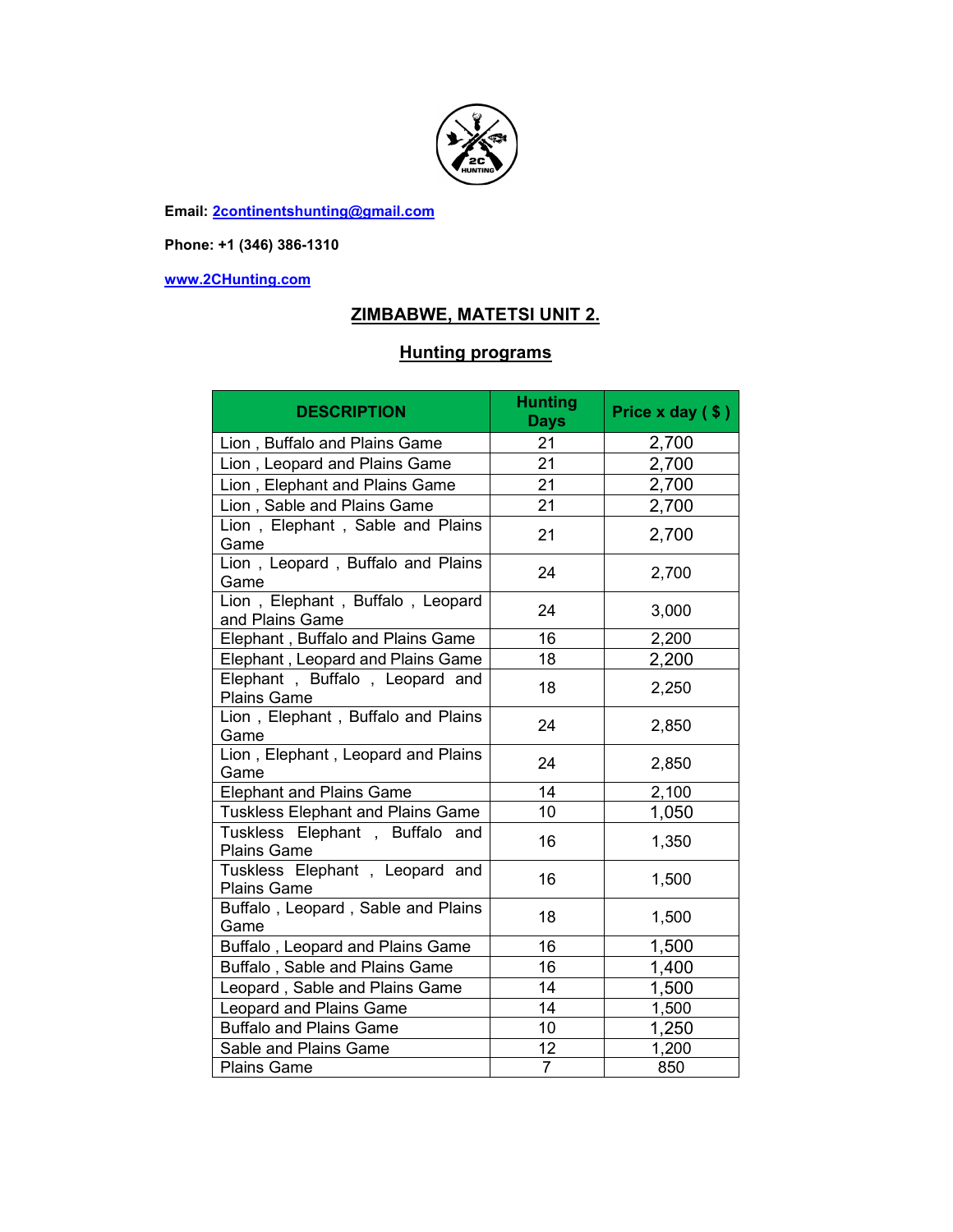**Email:** [2continentshunting@gmail.com](mailto:2continentshunting@gmail.com)

**Phone: +1 (346) 386-1310**

[www.2CHunting.com](http://www.2CHunting.com)

## ZIMBABWE, MATETSI UNIT 2.

## Hunting programs

| DESCRIPTION | Hunting Days | Price x day ( $ ) |
|---|---|---|
| Lion , Buffalo and Plains Game | 21 | 2,700 |
| Lion , Leopard and Plains Game | 21 | 2,700 |
| Lion , Elephant and Plains Game | 21 | 2,700 |
| Lion , Sable and Plains Game | 21 | 2,700 |
| Lion , Elephant , Sable and Plains Game | 21 | 2,700 |
| Lion , Leopard , Buffalo and Plains Game | 24 | 2,700 |
| Lion , Elephant , Buffalo , Leopard and Plains Game | 24 | 3,000 |
| Elephant , Buffalo and Plains Game | 16 | 2,200 |
| Elephant , Leopard and Plains Game | 18 | 2,200 |
| Elephant , Buffalo , Leopard and Plains Game | 18 | 2,250 |
| Lion , Elephant , Buffalo and Plains Game | 24 | 2,850 |
| Lion , Elephant , Leopard and Plains Game | 24 | 2,850 |
| Elephant and Plains Game | 14 | 2,100 |
| Tuskless Elephant and Plains Game | 10 | 1,050 |
| Tuskless Elephant , Buffalo and Plains Game | 16 | 1,350 |
| Tuskless Elephant , Leopard and Plains Game | 16 | 1,500 |
| Buffalo , Leopard , Sable and Plains Game | 18 | 1,500 |
| Buffalo , Leopard and Plains Game | 16 | 1,500 |
| Buffalo , Sable and Plains Game | 16 | 1,400 |
| Leopard , Sable and Plains Game | 14 | 1,500 |
| Leopard and Plains Game | 14 | 1,500 |
| Buffalo and Plains Game | 10 | 1,250 |
| Sable and Plains Game | 12 | 1,200 |
| Plains Game | 7 | 850 |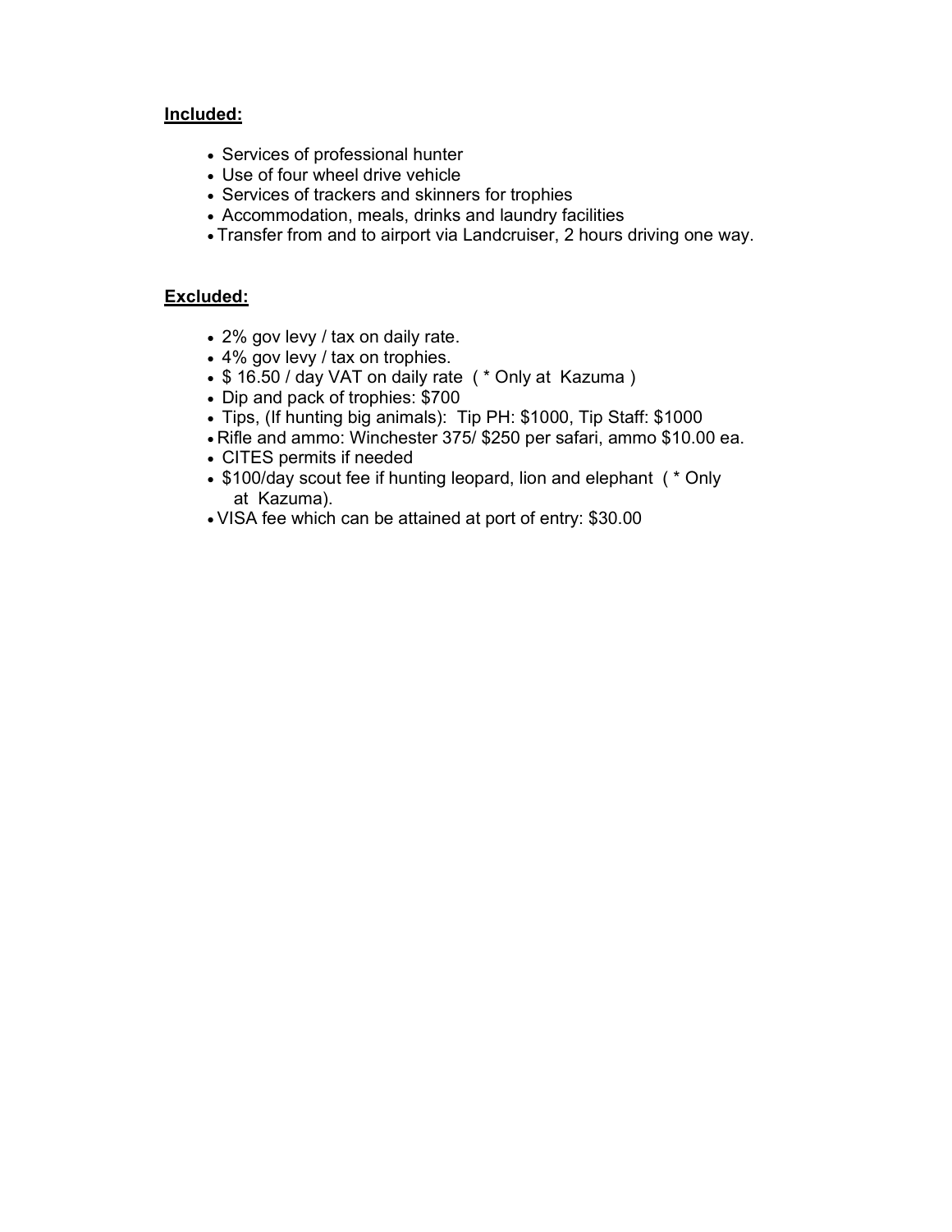**Included:**

- Services of professional hunter
- Use of four wheel drive vehicle
- Services of trackers and skinners for trophies
- Accommodation, meals, drinks and laundry facilities
- Transfer from and to airport via Landcruiser, 2 hours driving one way.

**Excluded:**

- 2% gov levy / tax on daily rate.
- 4% gov levy / tax on trophies.
- $ 16.50 / day VAT on daily rate ( * Only at Kazuma )
- Dip and pack of trophies: $700
- Tips, (If hunting big animals): Tip PH: $1000, Tip Staff: $1000
- Rifle and ammo: Winchester 375/ $250 per safari, ammo $10.00 ea.
- CITES permits if needed
- $100/day scout fee if hunting leopard, lion and elephant ( * Only at Kazuma).
- VISA fee which can be attained at port of entry: $30.00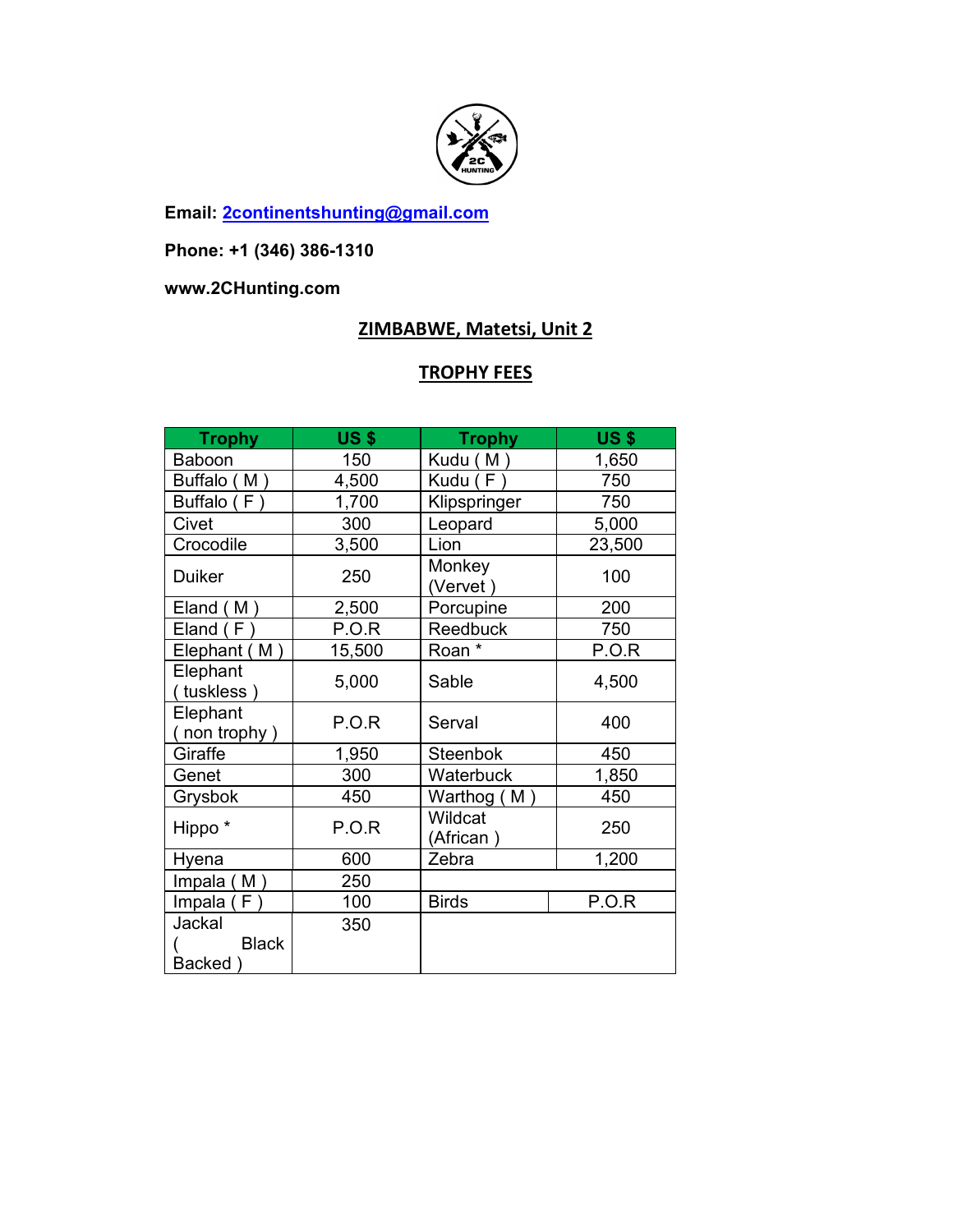**Email: 2continentshunting@gmail.com**

**Phone: +1 (346) 386-1310**

**www.2CHunting.com**

## ZIMBABWE, Matetsi, Unit 2

## TROPHY FEES

| Trophy | US $ | Trophy | US $ |
|---|---|---|---|
| Baboon | 150 | Kudu ( M ) | 1,650 |
| Buffalo ( M ) | 4,500 | Kudu ( F ) | 750 |
| Buffalo ( F ) | 1,700 | Klipspringer | 750 |
| Civet | 300 | Leopard | 5,000 |
| Crocodile | 3,500 | Lion | 23,500 |
| Duiker | 250 | Monkey (Vervet ) | 100 |
| Eland ( M ) | 2,500 | Porcupine | 200 |
| Eland ( F ) | P.O.R | Reedbuck | 750 |
| Elephant ( M ) | 15,500 | Roan * | P.O.R |
| Elephant ( tuskless ) | 5,000 | Sable | 4,500 |
| Elephant ( non trophy ) | P.O.R | Serval | 400 |
| Giraffe | 1,950 | Steenbok | 450 |
| Genet | 300 | Waterbuck | 1,850 |
| Grysbok | 450 | Warthog ( M ) | 450 |
| Hippo * | P.O.R | Wildcat (African ) | 250 |
| Hyena | 600 | Zebra | 1,200 |
| Impala ( M ) | 250 | | |
| Impala ( F ) | 100 | Birds | P.O.R |
| Jackal ( Black Backed ) | 350 | | |